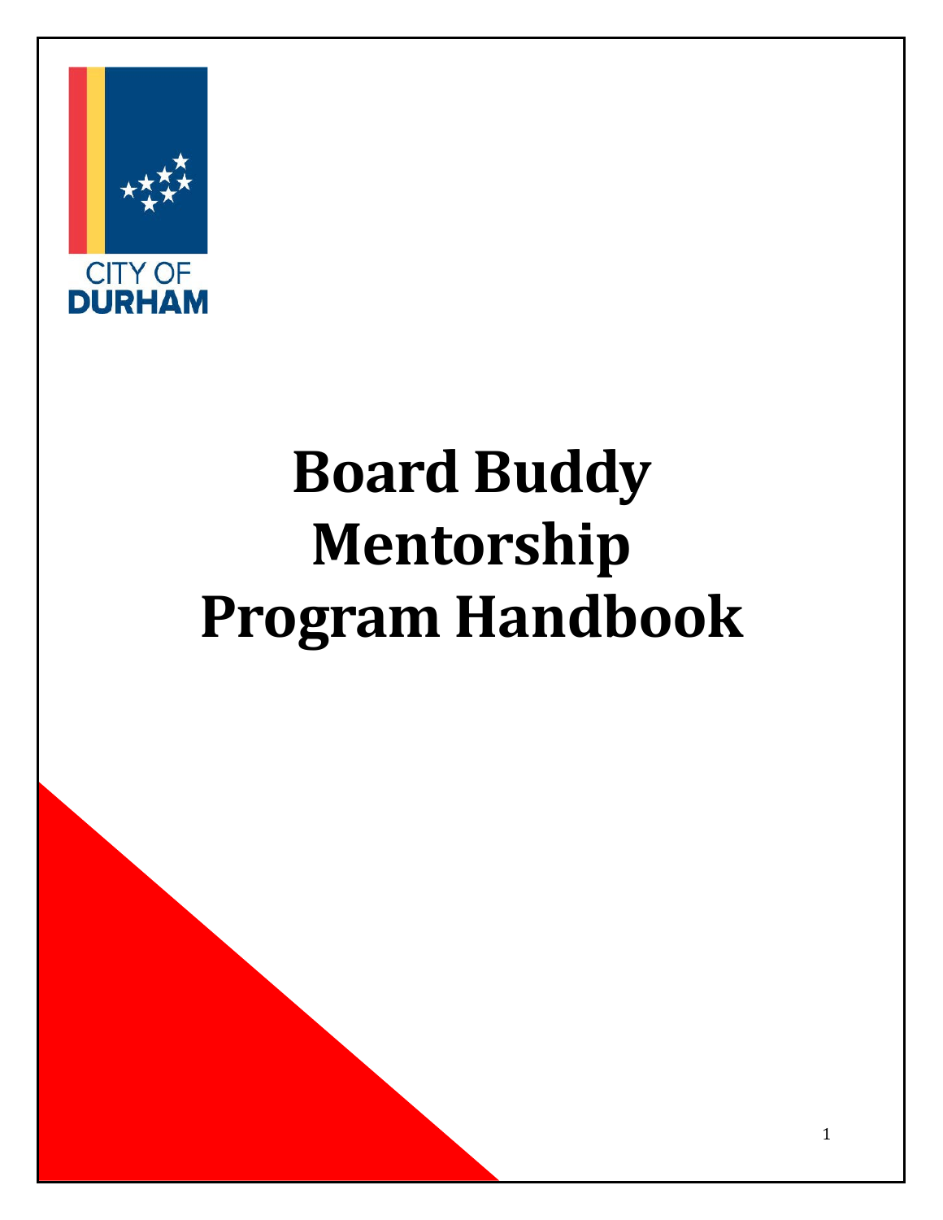CITY OF
DURHAM

# Board Buddy Mentorship Program Handbook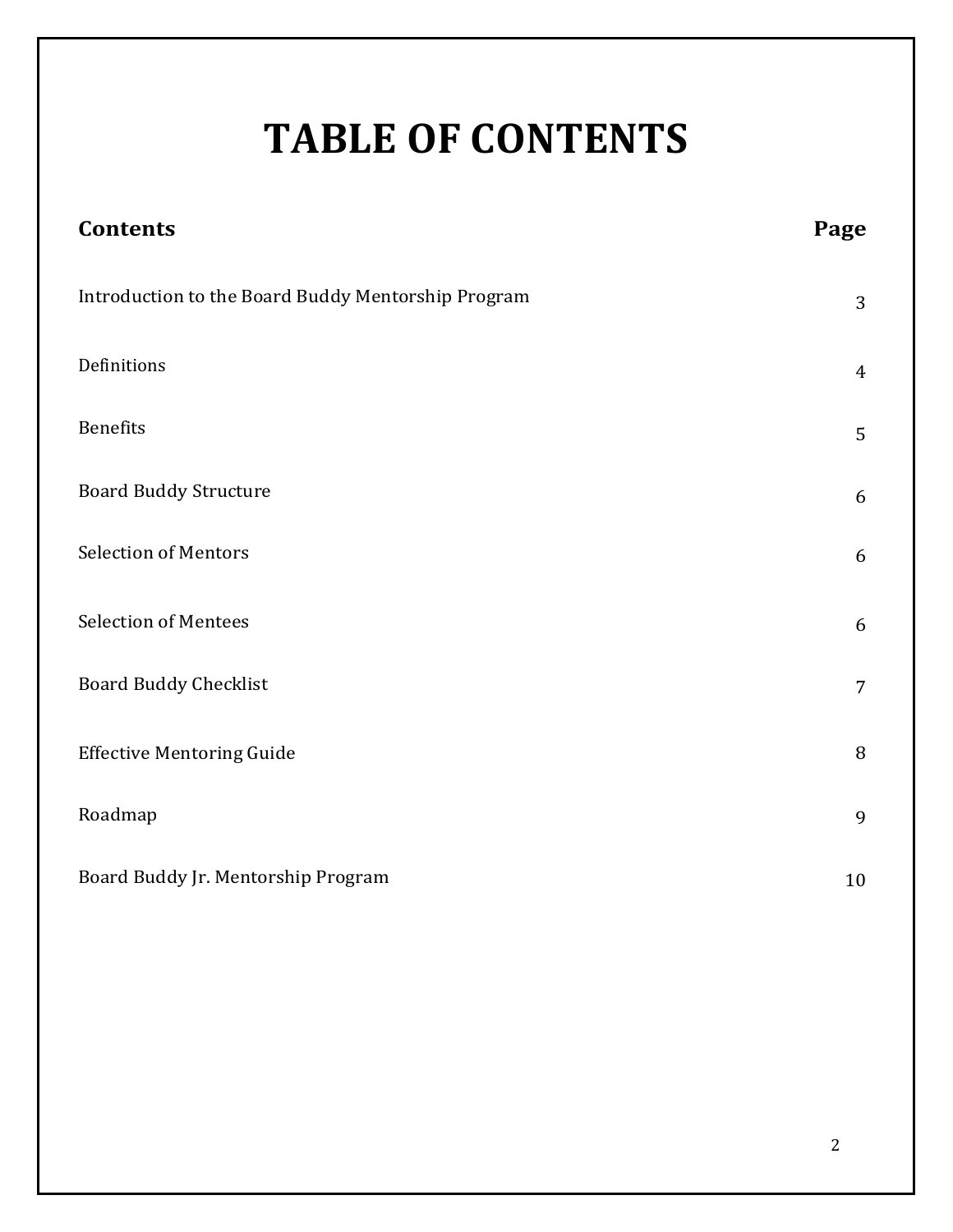# TABLE OF CONTENTS

| Contents | Page |
|---|---|
| Introduction to the Board Buddy Mentorship Program | 3 |
| Definitions | 4 |
| Benefits | 5 |
| Board Buddy Structure | 6 |
| Selection of Mentors | 6 |
| Selection of Mentees | 6 |
| Board Buddy Checklist | 7 |
| Effective Mentoring Guide | 8 |
| Roadmap | 9 |
| Board Buddy Jr. Mentorship Program | 10 |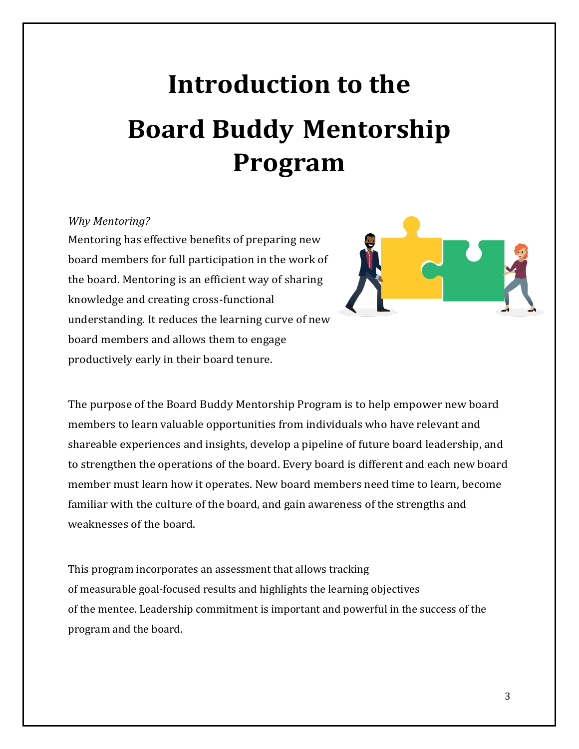# Introduction to the Board Buddy Mentorship Program

*Why Mentoring?*

Mentoring has effective benefits of preparing new board members for full participation in the work of the board. Mentoring is an efficient way of sharing knowledge and creating cross-functional understanding. It reduces the learning curve of new board members and allows them to engage productively early in their board tenure.

The purpose of the Board Buddy Mentorship Program is to help empower new board members to learn valuable opportunities from individuals who have relevant and shareable experiences and insights, develop a pipeline of future board leadership, and to strengthen the operations of the board. Every board is different and each new board member must learn how it operates. New board members need time to learn, become familiar with the culture of the board, and gain awareness of the strengths and weaknesses of the board.

This program incorporates an assessment that allows tracking of measurable goal-focused results and highlights the learning objectives of the mentee. Leadership commitment is important and powerful in the success of the program and the board.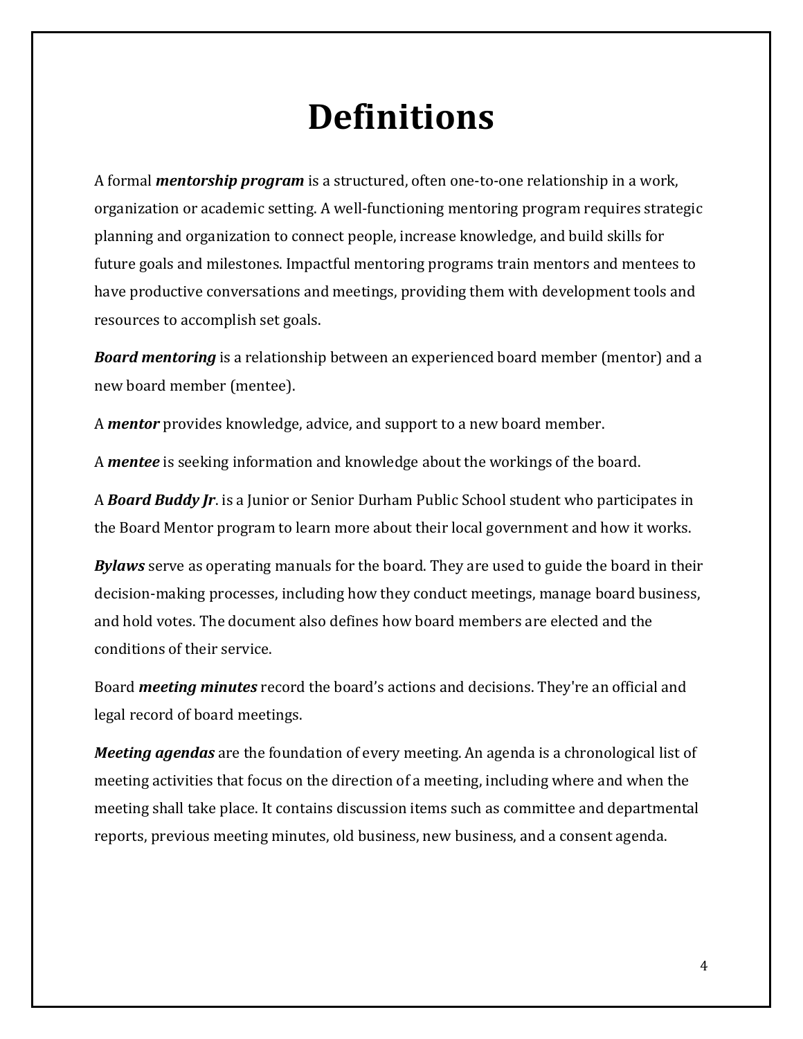# Definitions

A formal ***mentorship program*** is a structured, often one-to-one relationship in a work, organization or academic setting. A well-functioning mentoring program requires strategic planning and organization to connect people, increase knowledge, and build skills for future goals and milestones. Impactful mentoring programs train mentors and mentees to have productive conversations and meetings, providing them with development tools and resources to accomplish set goals.

***Board mentoring*** is a relationship between an experienced board member (mentor) and a new board member (mentee).

A ***mentor*** provides knowledge, advice, and support to a new board member.

A ***mentee*** is seeking information and knowledge about the workings of the board.

A ***Board Buddy Jr***. is a Junior or Senior Durham Public School student who participates in the Board Mentor program to learn more about their local government and how it works.

***Bylaws*** serve as operating manuals for the board. They are used to guide the board in their decision-making processes, including how they conduct meetings, manage board business, and hold votes. The document also defines how board members are elected and the conditions of their service.

Board ***meeting minutes*** record the board's actions and decisions. They're an official and legal record of board meetings.

***Meeting agendas*** are the foundation of every meeting. An agenda is a chronological list of meeting activities that focus on the direction of a meeting, including where and when the meeting shall take place. It contains discussion items such as committee and departmental reports, previous meeting minutes, old business, new business, and a consent agenda.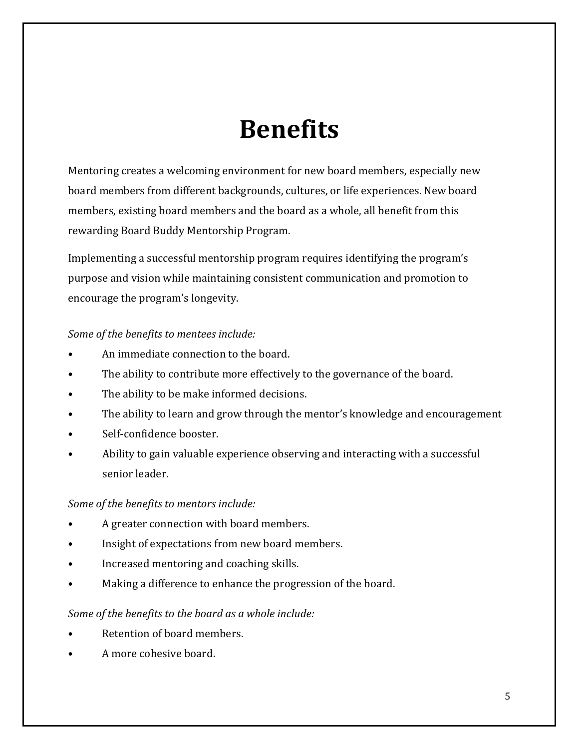# Benefits

Mentoring creates a welcoming environment for new board members, especially new board members from different backgrounds, cultures, or life experiences. New board members, existing board members and the board as a whole, all benefit from this rewarding Board Buddy Mentorship Program.

Implementing a successful mentorship program requires identifying the program's purpose and vision while maintaining consistent communication and promotion to encourage the program's longevity.

*Some of the benefits to mentees include:*

- An immediate connection to the board.
- The ability to contribute more effectively to the governance of the board.
- The ability to be make informed decisions.
- The ability to learn and grow through the mentor's knowledge and encouragement
- Self-confidence booster.
- Ability to gain valuable experience observing and interacting with a successful senior leader.

*Some of the benefits to mentors include:*

- A greater connection with board members.
- Insight of expectations from new board members.
- Increased mentoring and coaching skills.
- Making a difference to enhance the progression of the board.

*Some of the benefits to the board as a whole include:*

- Retention of board members.
- A more cohesive board.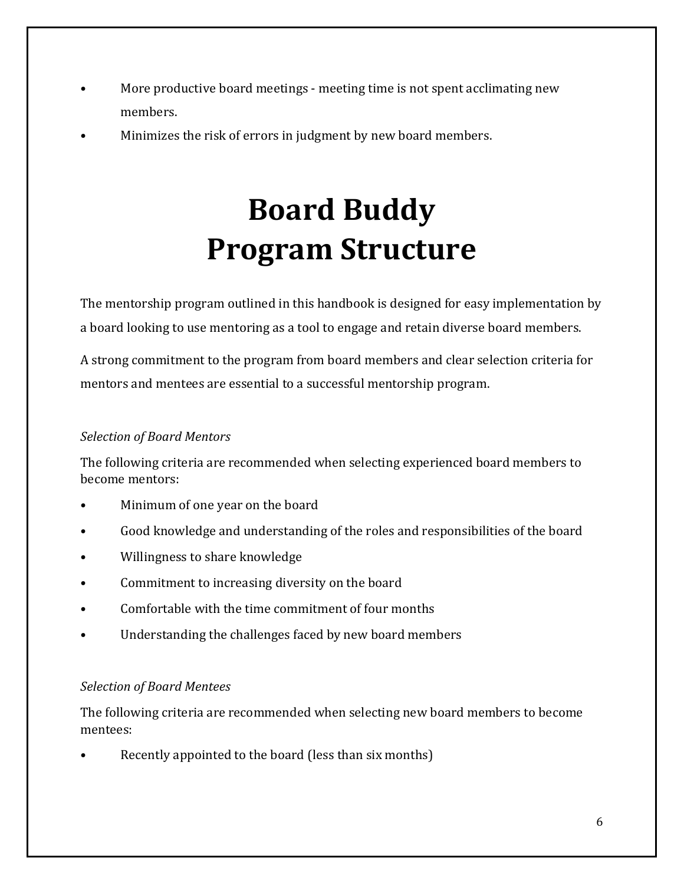- More productive board meetings - meeting time is not spent acclimating new members.
- Minimizes the risk of errors in judgment by new board members.

# Board Buddy Program Structure

The mentorship program outlined in this handbook is designed for easy implementation by a board looking to use mentoring as a tool to engage and retain diverse board members.

A strong commitment to the program from board members and clear selection criteria for mentors and mentees are essential to a successful mentorship program.

*Selection of Board Mentors*

The following criteria are recommended when selecting experienced board members to become mentors:

- Minimum of one year on the board
- Good knowledge and understanding of the roles and responsibilities of the board
- Willingness to share knowledge
- Commitment to increasing diversity on the board
- Comfortable with the time commitment of four months
- Understanding the challenges faced by new board members

*Selection of Board Mentees*

The following criteria are recommended when selecting new board members to become mentees:

- Recently appointed to the board (less than six months)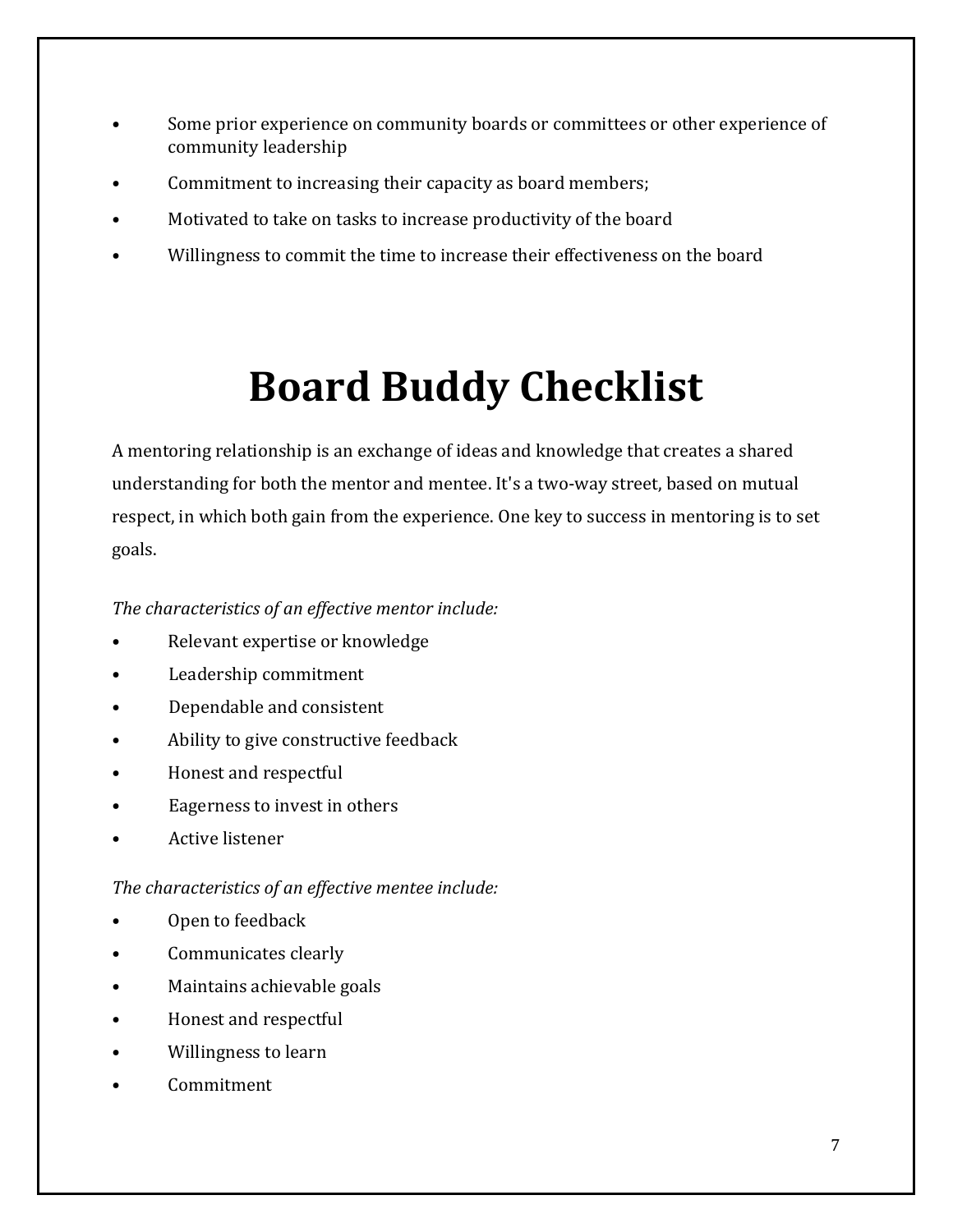- Some prior experience on community boards or committees or other experience of community leadership
- Commitment to increasing their capacity as board members;
- Motivated to take on tasks to increase productivity of the board
- Willingness to commit the time to increase their effectiveness on the board

# Board Buddy Checklist

A mentoring relationship is an exchange of ideas and knowledge that creates a shared understanding for both the mentor and mentee. It's a two-way street, based on mutual respect, in which both gain from the experience. One key to success in mentoring is to set goals.

*The characteristics of an effective mentor include:*

- Relevant expertise or knowledge
- Leadership commitment
- Dependable and consistent
- Ability to give constructive feedback
- Honest and respectful
- Eagerness to invest in others
- Active listener

*The characteristics of an effective mentee include:*

- Open to feedback
- Communicates clearly
- Maintains achievable goals
- Honest and respectful
- Willingness to learn
- Commitment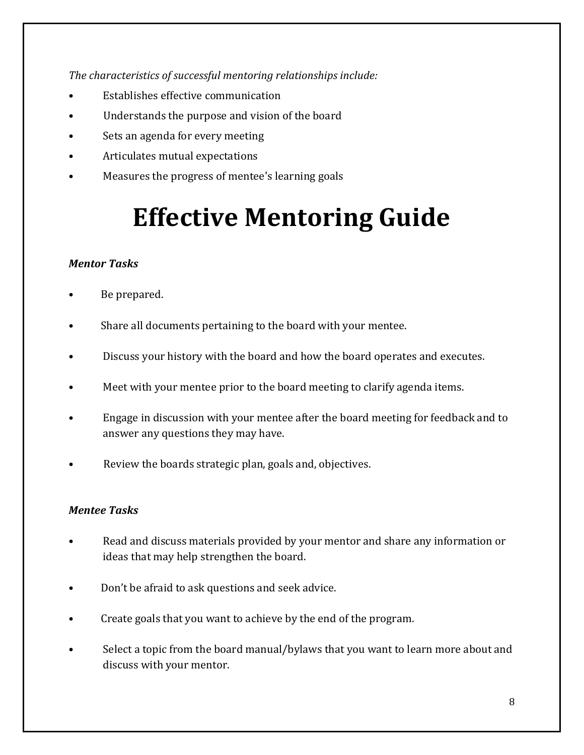*The characteristics of successful mentoring relationships include:*

- Establishes effective communication
- Understands the purpose and vision of the board
- Sets an agenda for every meeting
- Articulates mutual expectations
- Measures the progress of mentee's learning goals

# Effective Mentoring Guide

***Mentor Tasks***

- Be prepared.
- Share all documents pertaining to the board with your mentee.
- Discuss your history with the board and how the board operates and executes.
- Meet with your mentee prior to the board meeting to clarify agenda items.
- Engage in discussion with your mentee after the board meeting for feedback and to answer any questions they may have.
- Review the boards strategic plan, goals and, objectives.

***Mentee Tasks***

- Read and discuss materials provided by your mentor and share any information or ideas that may help strengthen the board.
- Don't be afraid to ask questions and seek advice.
- Create goals that you want to achieve by the end of the program.
- Select a topic from the board manual/bylaws that you want to learn more about and discuss with your mentor.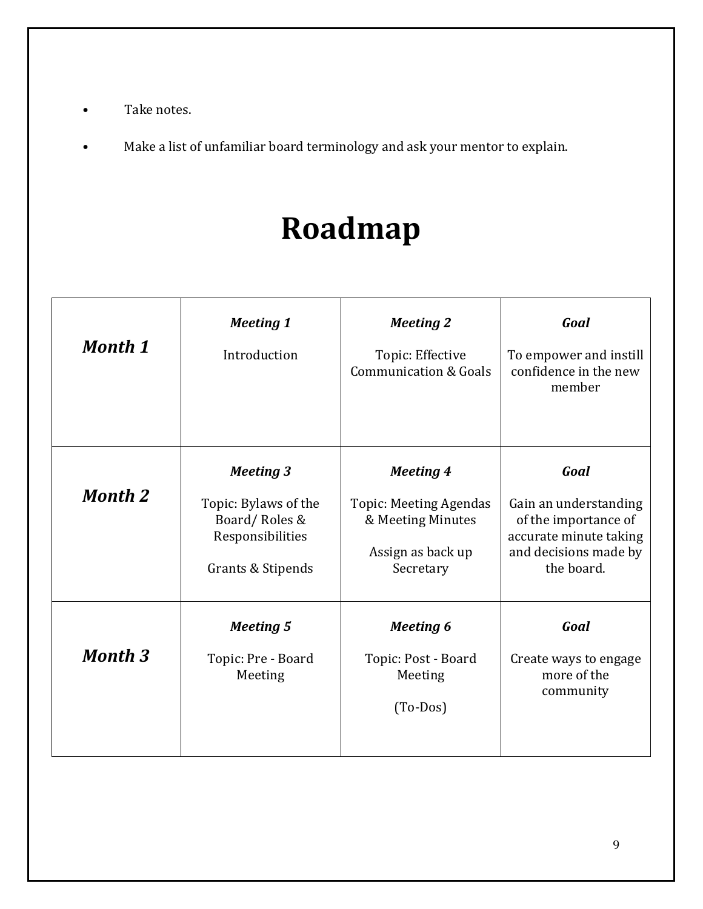- Take notes.
- Make a list of unfamiliar board terminology and ask your mentor to explain.

# Roadmap

| | | | |
|---|---|---|---|
| ***Month 1*** | ***Meeting 1*** <br><br> Introduction | ***Meeting 2*** <br><br> Topic: Effective Communication & Goals | ***Goal*** <br><br> To empower and instill confidence in the new member |
| ***Month 2*** | ***Meeting 3*** <br><br> Topic: Bylaws of the Board/ Roles & Responsibilities <br><br> Grants & Stipends | ***Meeting 4*** <br><br> Topic: Meeting Agendas & Meeting Minutes <br><br> Assign as back up Secretary | ***Goal*** <br><br> Gain an understanding of the importance of accurate minute taking and decisions made by the board. |
| ***Month 3*** | ***Meeting 5*** <br><br> Topic: Pre - Board Meeting | ***Meeting 6*** <br><br> Topic: Post - Board Meeting <br><br> (To-Dos) | ***Goal*** <br><br> Create ways to engage more of the community |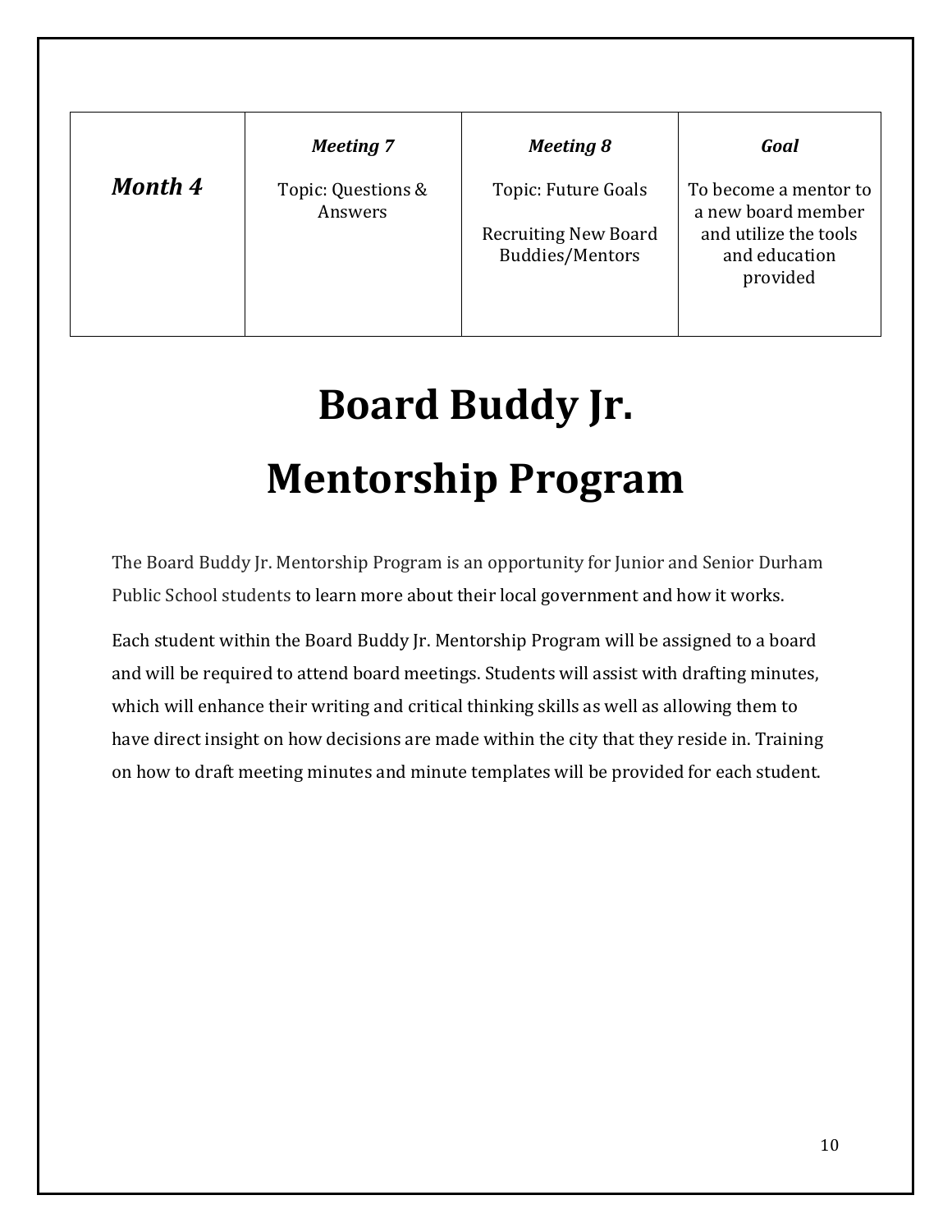| ***Month 4*** | ***Meeting 7***<br><br>Topic: Questions & Answers | ***Meeting 8***<br><br>Topic: Future Goals<br><br>Recruiting New Board Buddies/Mentors | ***Goal***<br><br>To become a mentor to a new board member and utilize the tools and education provided |
|---|---|---|---|

# Board Buddy Jr. Mentorship Program

The Board Buddy Jr. Mentorship Program is an opportunity for Junior and Senior Durham Public School students to learn more about their local government and how it works.

Each student within the Board Buddy Jr. Mentorship Program will be assigned to a board and will be required to attend board meetings. Students will assist with drafting minutes, which will enhance their writing and critical thinking skills as well as allowing them to have direct insight on how decisions are made within the city that they reside in. Training on how to draft meeting minutes and minute templates will be provided for each student.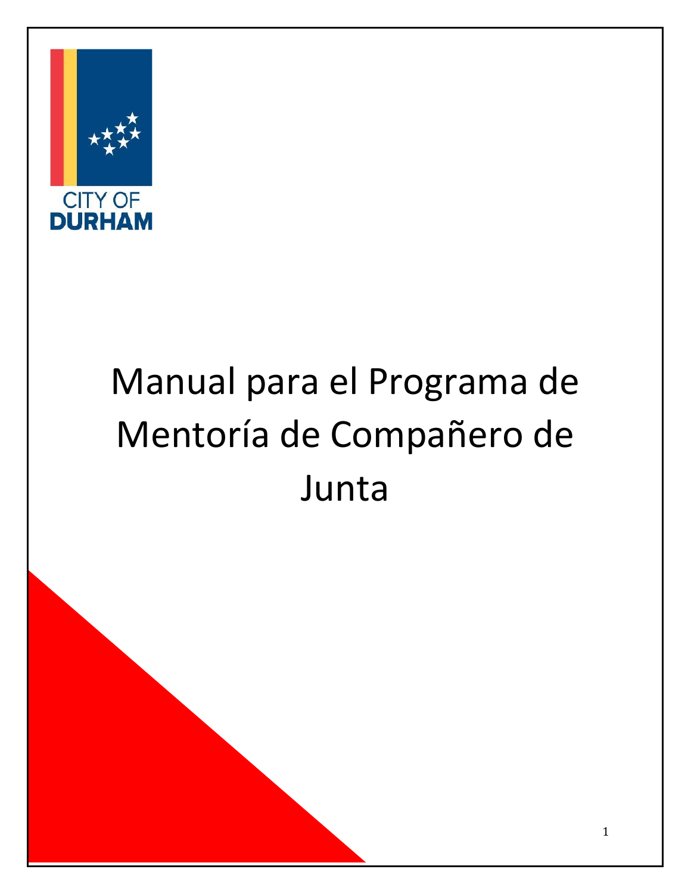CITY OF
DURHAM

# Manual para el Programa de Mentoría de Compañero de Junta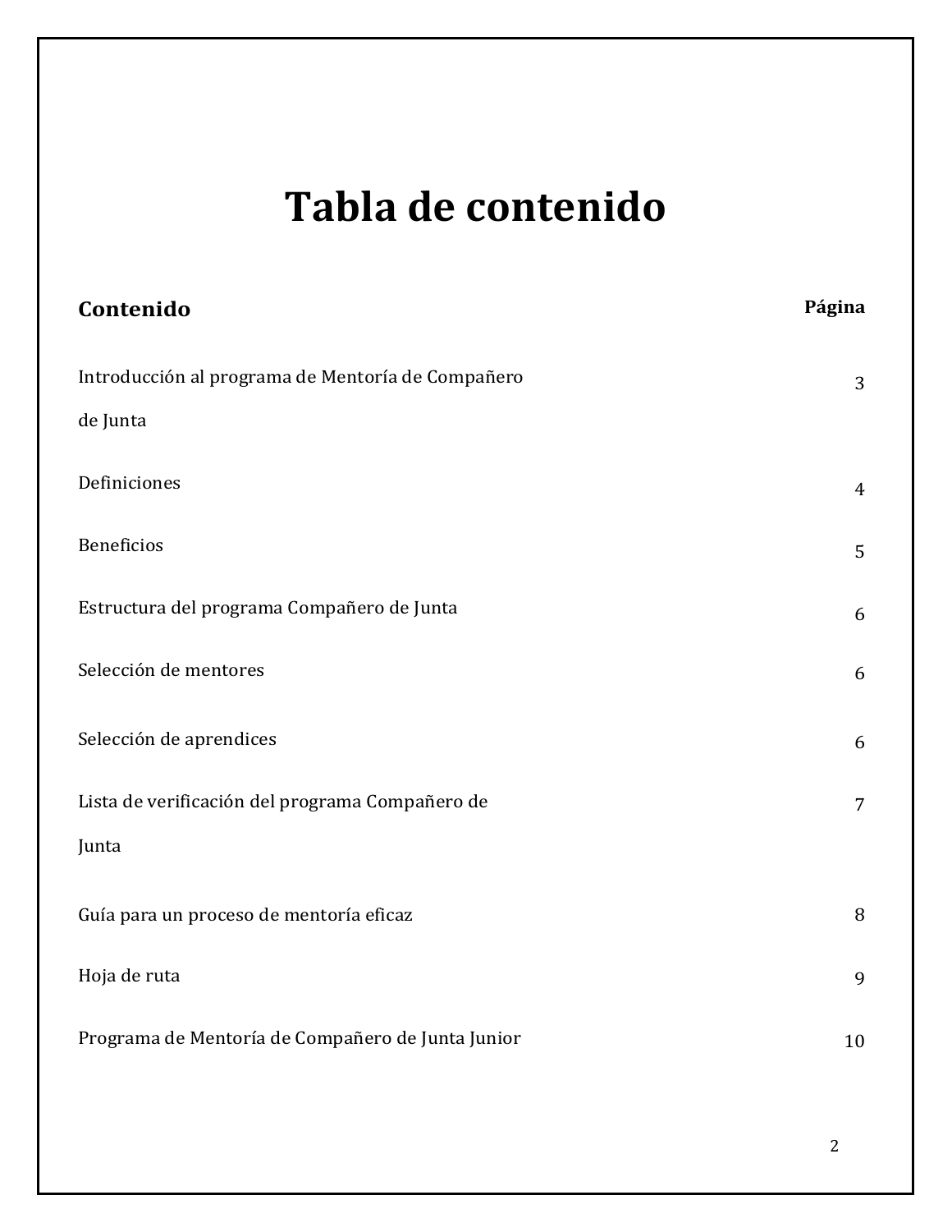# Tabla de contenido

| **Contenido** | **Página** |
| --- | --- |
| Introducción al programa de Mentoría de Compañero de Junta | 3 |
| Definiciones | 4 |
| Beneficios | 5 |
| Estructura del programa Compañero de Junta | 6 |
| Selección de mentores | 6 |
| Selección de aprendices | 6 |
| Lista de verificación del programa Compañero de Junta | 7 |
| Guía para un proceso de mentoría eficaz | 8 |
| Hoja de ruta | 9 |
| Programa de Mentoría de Compañero de Junta Junior | 10 |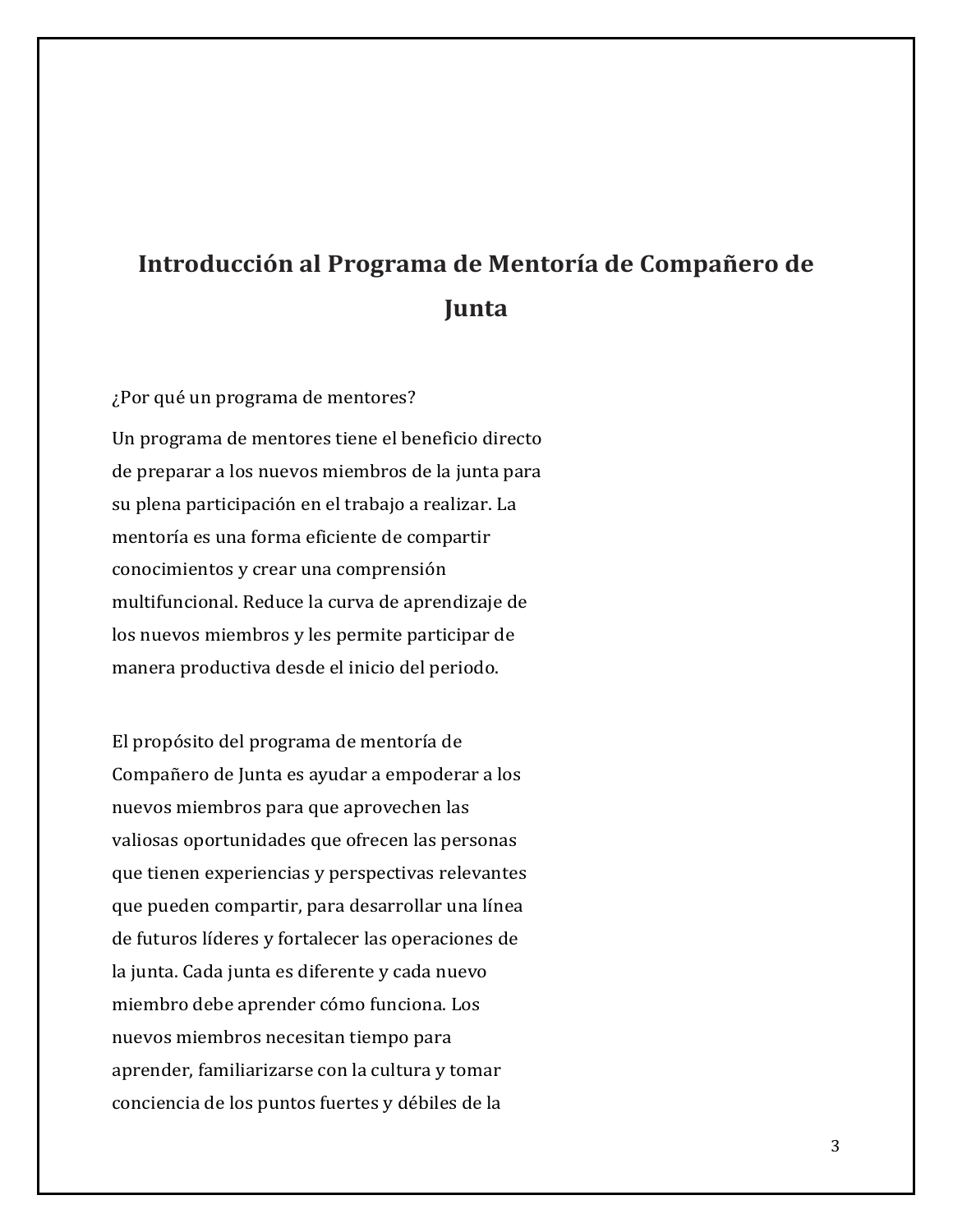# Introducción al Programa de Mentoría de Compañero de Junta

¿Por qué un programa de mentores?

Un programa de mentores tiene el beneficio directo de preparar a los nuevos miembros de la junta para su plena participación en el trabajo a realizar. La mentoría es una forma eficiente de compartir conocimientos y crear una comprensión multifuncional. Reduce la curva de aprendizaje de los nuevos miembros y les permite participar de manera productiva desde el inicio del periodo.

El propósito del programa de mentoría de Compañero de Junta es ayudar a empoderar a los nuevos miembros para que aprovechen las valiosas oportunidades que ofrecen las personas que tienen experiencias y perspectivas relevantes que pueden compartir, para desarrollar una línea de futuros líderes y fortalecer las operaciones de la junta. Cada junta es diferente y cada nuevo miembro debe aprender cómo funciona. Los nuevos miembros necesitan tiempo para aprender, familiarizarse con la cultura y tomar conciencia de los puntos fuertes y débiles de la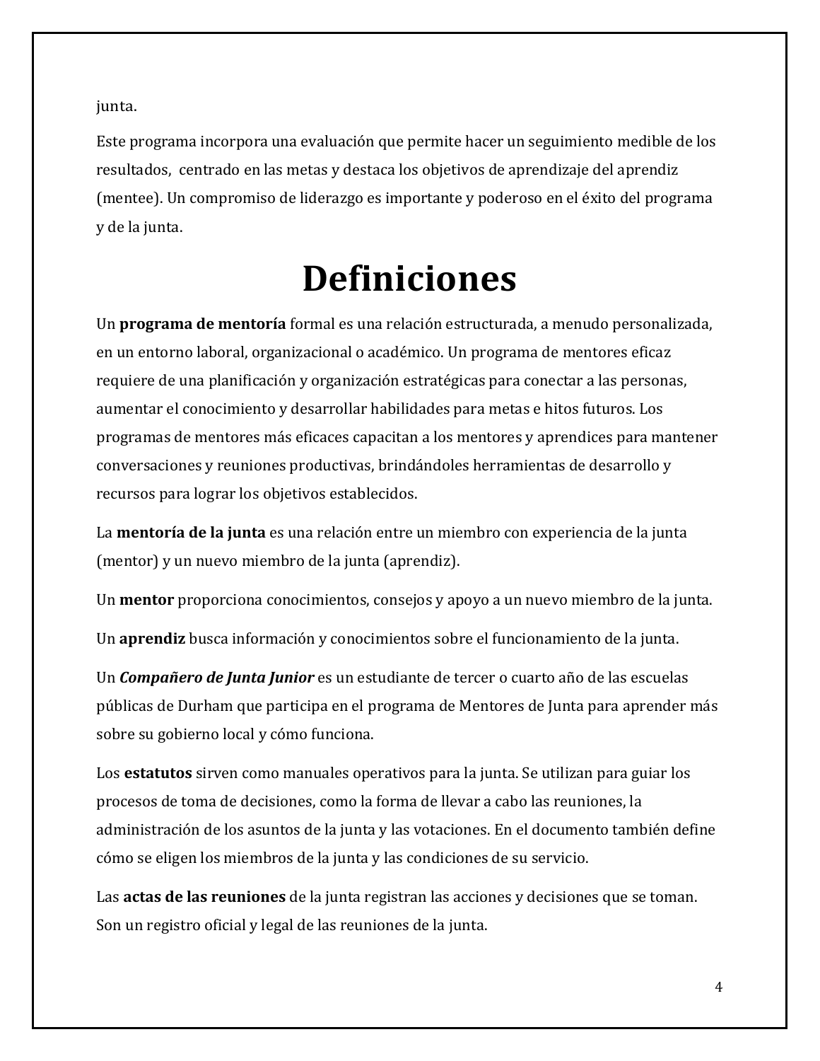junta.

Este programa incorpora una evaluación que permite hacer un seguimiento medible de los resultados, centrado en las metas y destaca los objetivos de aprendizaje del aprendiz (mentee). Un compromiso de liderazgo es importante y poderoso en el éxito del programa y de la junta.

# Definiciones

Un **programa de mentoría** formal es una relación estructurada, a menudo personalizada, en un entorno laboral, organizacional o académico. Un programa de mentores eficaz requiere de una planificación y organización estratégicas para conectar a las personas, aumentar el conocimiento y desarrollar habilidades para metas e hitos futuros. Los programas de mentores más eficaces capacitan a los mentores y aprendices para mantener conversaciones y reuniones productivas, brindándoles herramientas de desarrollo y recursos para lograr los objetivos establecidos.

La **mentoría de la junta** es una relación entre un miembro con experiencia de la junta (mentor) y un nuevo miembro de la junta (aprendiz).

Un **mentor** proporciona conocimientos, consejos y apoyo a un nuevo miembro de la junta.

Un **aprendiz** busca información y conocimientos sobre el funcionamiento de la junta.

Un ***Compañero de Junta Junior*** es un estudiante de tercer o cuarto año de las escuelas públicas de Durham que participa en el programa de Mentores de Junta para aprender más sobre su gobierno local y cómo funciona.

Los **estatutos** sirven como manuales operativos para la junta. Se utilizan para guiar los procesos de toma de decisiones, como la forma de llevar a cabo las reuniones, la administración de los asuntos de la junta y las votaciones. En el documento también define cómo se eligen los miembros de la junta y las condiciones de su servicio.

Las **actas de las reuniones** de la junta registran las acciones y decisiones que se toman. Son un registro oficial y legal de las reuniones de la junta.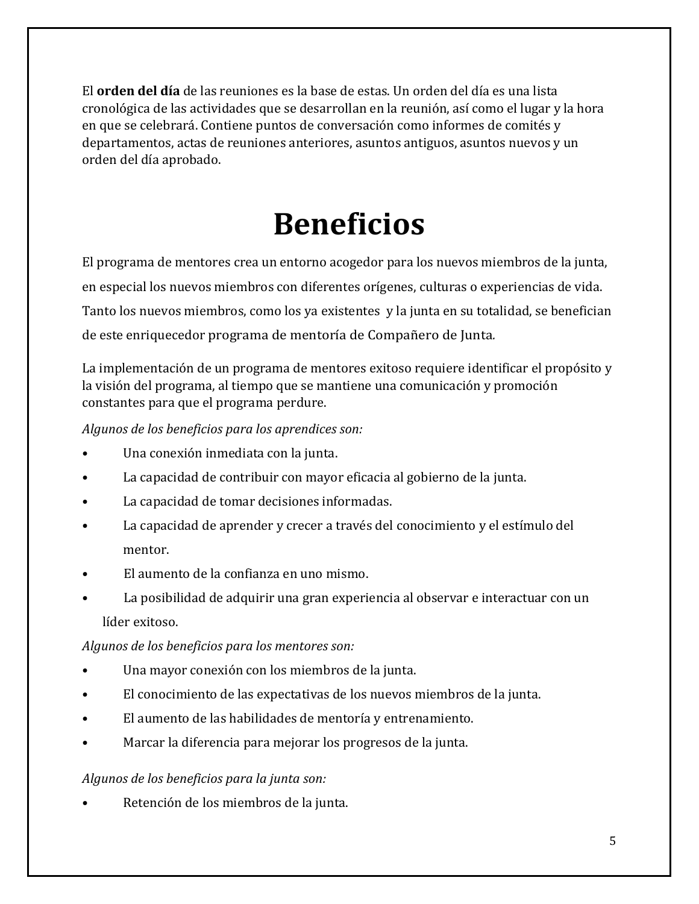El **orden del día** de las reuniones es la base de estas. Un orden del día es una lista cronológica de las actividades que se desarrollan en la reunión, así como el lugar y la hora en que se celebrará. Contiene puntos de conversación como informes de comités y departamentos, actas de reuniones anteriores, asuntos antiguos, asuntos nuevos y un orden del día aprobado.

# Beneficios

El programa de mentores crea un entorno acogedor para los nuevos miembros de la junta, en especial los nuevos miembros con diferentes orígenes, culturas o experiencias de vida. Tanto los nuevos miembros, como los ya existentes y la junta en su totalidad, se benefician de este enriquecedor programa de mentoría de Compañero de Junta.

La implementación de un programa de mentores exitoso requiere identificar el propósito y la visión del programa, al tiempo que se mantiene una comunicación y promoción constantes para que el programa perdure.

*Algunos de los beneficios para los aprendices son:*

- Una conexión inmediata con la junta.
- La capacidad de contribuir con mayor eficacia al gobierno de la junta.
- La capacidad de tomar decisiones informadas.
- La capacidad de aprender y crecer a través del conocimiento y el estímulo del mentor.
- El aumento de la confianza en uno mismo.
- La posibilidad de adquirir una gran experiencia al observar e interactuar con un líder exitoso.

*Algunos de los beneficios para los mentores son:*

- Una mayor conexión con los miembros de la junta.
- El conocimiento de las expectativas de los nuevos miembros de la junta.
- El aumento de las habilidades de mentoría y entrenamiento.
- Marcar la diferencia para mejorar los progresos de la junta.

*Algunos de los beneficios para la junta son:*

- Retención de los miembros de la junta.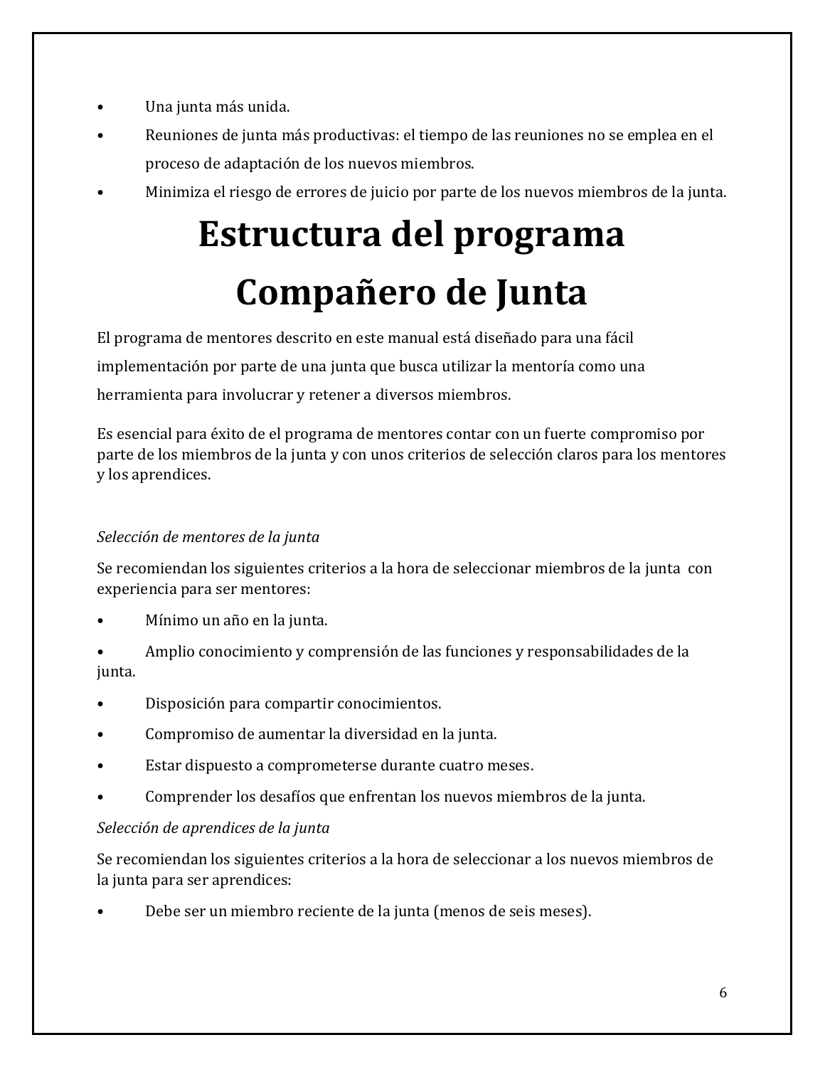- Una junta más unida.
- Reuniones de junta más productivas: el tiempo de las reuniones no se emplea en el proceso de adaptación de los nuevos miembros.
- Minimiza el riesgo de errores de juicio por parte de los nuevos miembros de la junta.

# Estructura del programa Compañero de Junta

El programa de mentores descrito en este manual está diseñado para una fácil implementación por parte de una junta que busca utilizar la mentoría como una herramienta para involucrar y retener a diversos miembros.

Es esencial para éxito de el programa de mentores contar con un fuerte compromiso por parte de los miembros de la junta y con unos criterios de selección claros para los mentores y los aprendices.

*Selección de mentores de la junta*

Se recomiendan los siguientes criterios a la hora de seleccionar miembros de la junta con experiencia para ser mentores:

- Mínimo un año en la junta.
- Amplio conocimiento y comprensión de las funciones y responsabilidades de la junta.
- Disposición para compartir conocimientos.
- Compromiso de aumentar la diversidad en la junta.
- Estar dispuesto a comprometerse durante cuatro meses.
- Comprender los desafíos que enfrentan los nuevos miembros de la junta.

*Selección de aprendices de la junta*

Se recomiendan los siguientes criterios a la hora de seleccionar a los nuevos miembros de la junta para ser aprendices:

- Debe ser un miembro reciente de la junta (menos de seis meses).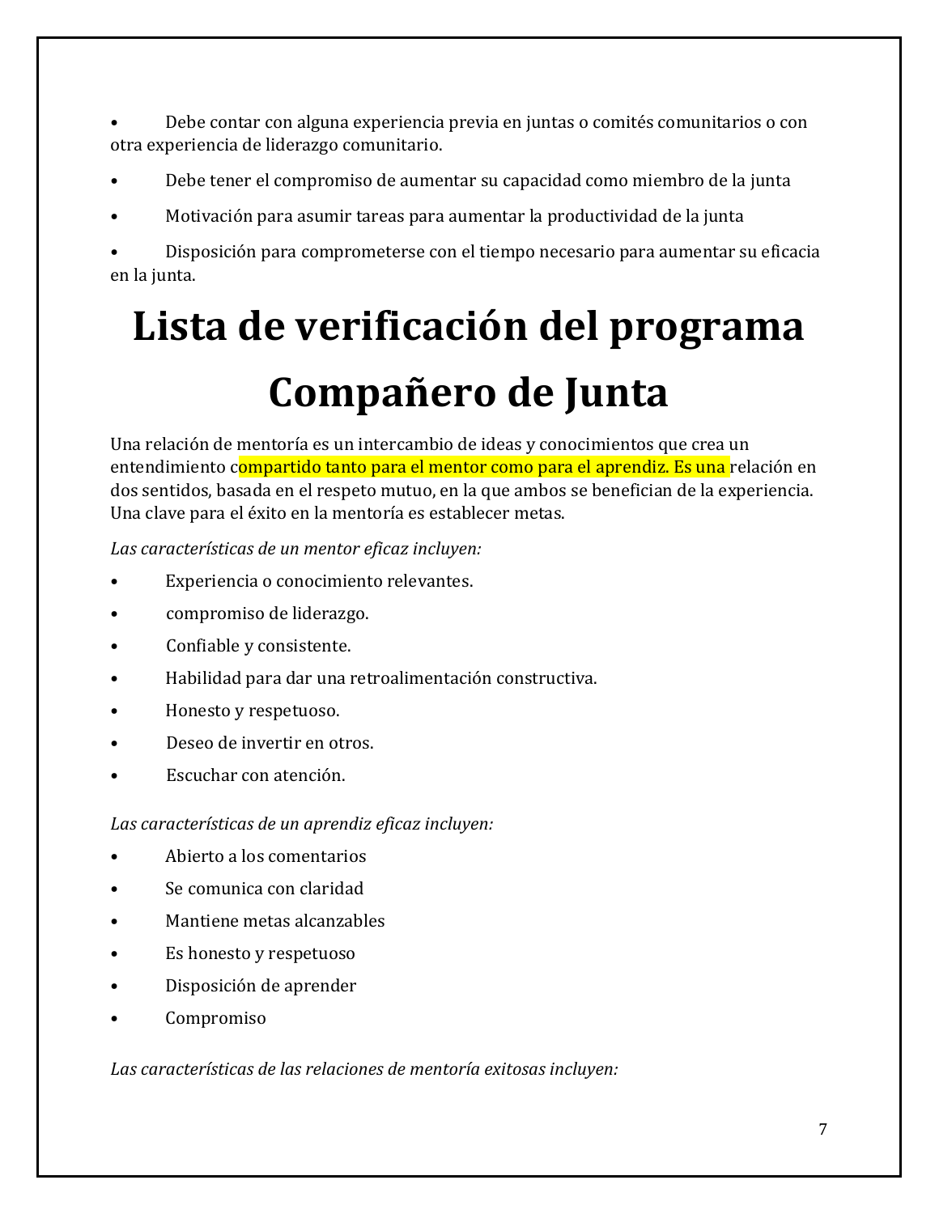- Debe contar con alguna experiencia previa en juntas o comités comunitarios o con otra experiencia de liderazgo comunitario.
- Debe tener el compromiso de aumentar su capacidad como miembro de la junta
- Motivación para asumir tareas para aumentar la productividad de la junta
- Disposición para comprometerse con el tiempo necesario para aumentar su eficacia en la junta.

# Lista de verificación del programa Compañero de Junta

Una relación de mentoría es un intercambio de ideas y conocimientos que crea un entendimiento compartido tanto para el mentor como para el aprendiz. Es una relación en dos sentidos, basada en el respeto mutuo, en la que ambos se benefician de la experiencia. Una clave para el éxito en la mentoría es establecer metas.

*Las características de un mentor eficaz incluyen:*

- Experiencia o conocimiento relevantes.
- compromiso de liderazgo.
- Confiable y consistente.
- Habilidad para dar una retroalimentación constructiva.
- Honesto y respetuoso.
- Deseo de invertir en otros.
- Escuchar con atención.

*Las características de un aprendiz eficaz incluyen:*

- Abierto a los comentarios
- Se comunica con claridad
- Mantiene metas alcanzables
- Es honesto y respetuoso
- Disposición de aprender
- Compromiso

*Las características de las relaciones de mentoría exitosas incluyen:*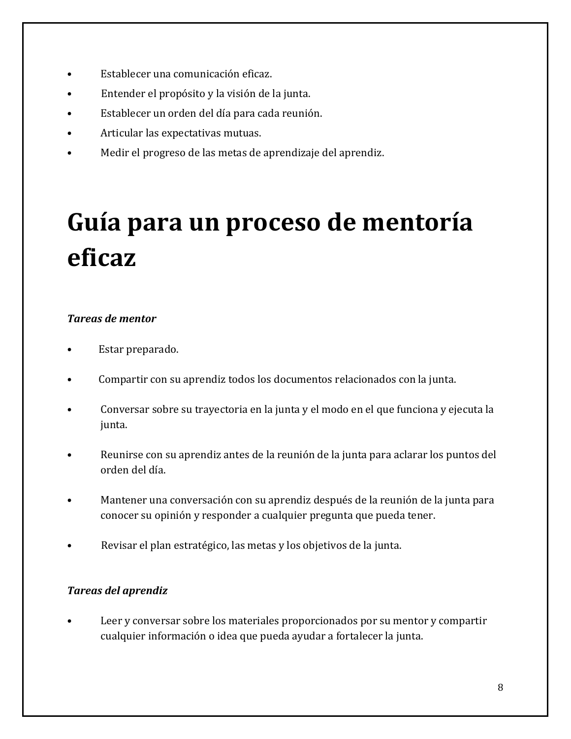- Establecer una comunicación eficaz.
- Entender el propósito y la visión de la junta.
- Establecer un orden del día para cada reunión.
- Articular las expectativas mutuas.
- Medir el progreso de las metas de aprendizaje del aprendiz.

# Guía para un proceso de mentoría eficaz

***Tareas de mentor***

- Estar preparado.
- Compartir con su aprendiz todos los documentos relacionados con la junta.
- Conversar sobre su trayectoria en la junta y el modo en el que funciona y ejecuta la junta.
- Reunirse con su aprendiz antes de la reunión de la junta para aclarar los puntos del orden del día.
- Mantener una conversación con su aprendiz después de la reunión de la junta para conocer su opinión y responder a cualquier pregunta que pueda tener.
- Revisar el plan estratégico, las metas y los objetivos de la junta.

***Tareas del aprendiz***

- Leer y conversar sobre los materiales proporcionados por su mentor y compartir cualquier información o idea que pueda ayudar a fortalecer la junta.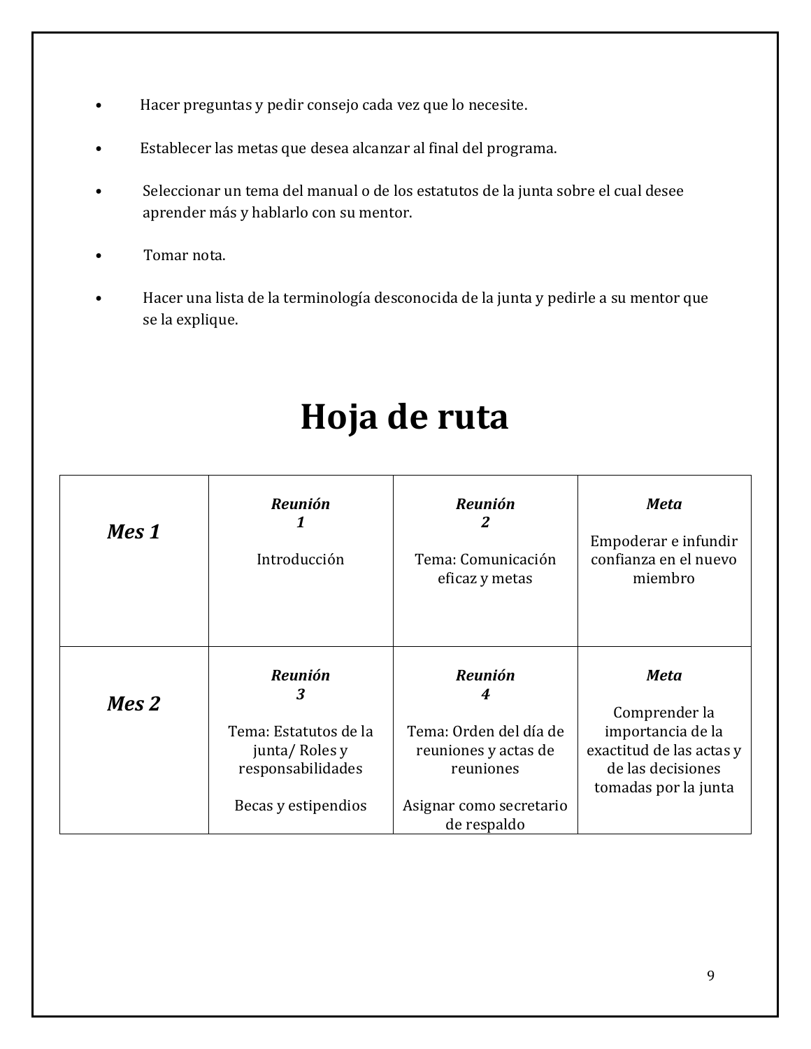- Hacer preguntas y pedir consejo cada vez que lo necesite.
- Establecer las metas que desea alcanzar al final del programa.
- Seleccionar un tema del manual o de los estatutos de la junta sobre el cual desee aprender más y hablarlo con su mentor.
- Tomar nota.
- Hacer una lista de la terminología desconocida de la junta y pedirle a su mentor que se la explique.

# Hoja de ruta

| | | | |
|---|---|---|---|
| ***Mes 1*** | ***Reunión 1***<br><br>Introducción | ***Reunión 2***<br><br>Tema: Comunicación eficaz y metas | ***Meta***<br><br>Empoderar e infundir confianza en el nuevo miembro |
| ***Mes 2*** | ***Reunión 3***<br><br>Tema: Estatutos de la junta/ Roles y responsabilidades<br><br>Becas y estipendios | ***Reunión 4***<br><br>Tema: Orden del día de reuniones y actas de reuniones<br><br>Asignar como secretario de respaldo | ***Meta***<br><br>Comprender la importancia de la exactitud de las actas y de las decisiones tomadas por la junta |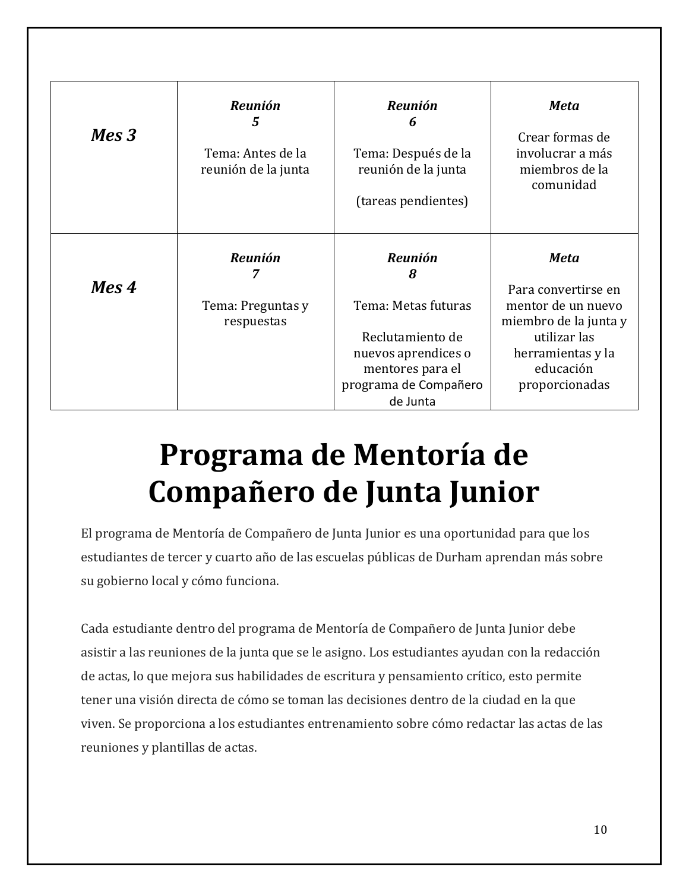| | | | |
|---|---|---|---|
| ***Mes 3*** | ***Reunión 5***<br><br>Tema: Antes de la reunión de la junta | ***Reunión 6***<br><br>Tema: Después de la reunión de la junta<br><br>(tareas pendientes) | ***Meta***<br><br>Crear formas de involucrar a más miembros de la comunidad |
| ***Mes 4*** | ***Reunión 7***<br><br>Tema: Preguntas y respuestas | ***Reunión 8***<br><br>Tema: Metas futuras<br><br>Reclutamiento de nuevos aprendices o mentores para el programa de Compañero de Junta | ***Meta***<br><br>Para convertirse en mentor de un nuevo miembro de la junta y utilizar las herramientas y la educación proporcionadas |

# Programa de Mentoría de Compañero de Junta Junior

El programa de Mentoría de Compañero de Junta Junior es una oportunidad para que los estudiantes de tercer y cuarto año de las escuelas públicas de Durham aprendan más sobre su gobierno local y cómo funciona.

Cada estudiante dentro del programa de Mentoría de Compañero de Junta Junior debe asistir a las reuniones de la junta que se le asigno. Los estudiantes ayudan con la redacción de actas, lo que mejora sus habilidades de escritura y pensamiento crítico, esto permite tener una visión directa de cómo se toman las decisiones dentro de la ciudad en la que viven. Se proporciona a los estudiantes entrenamiento sobre cómo redactar las actas de las reuniones y plantillas de actas.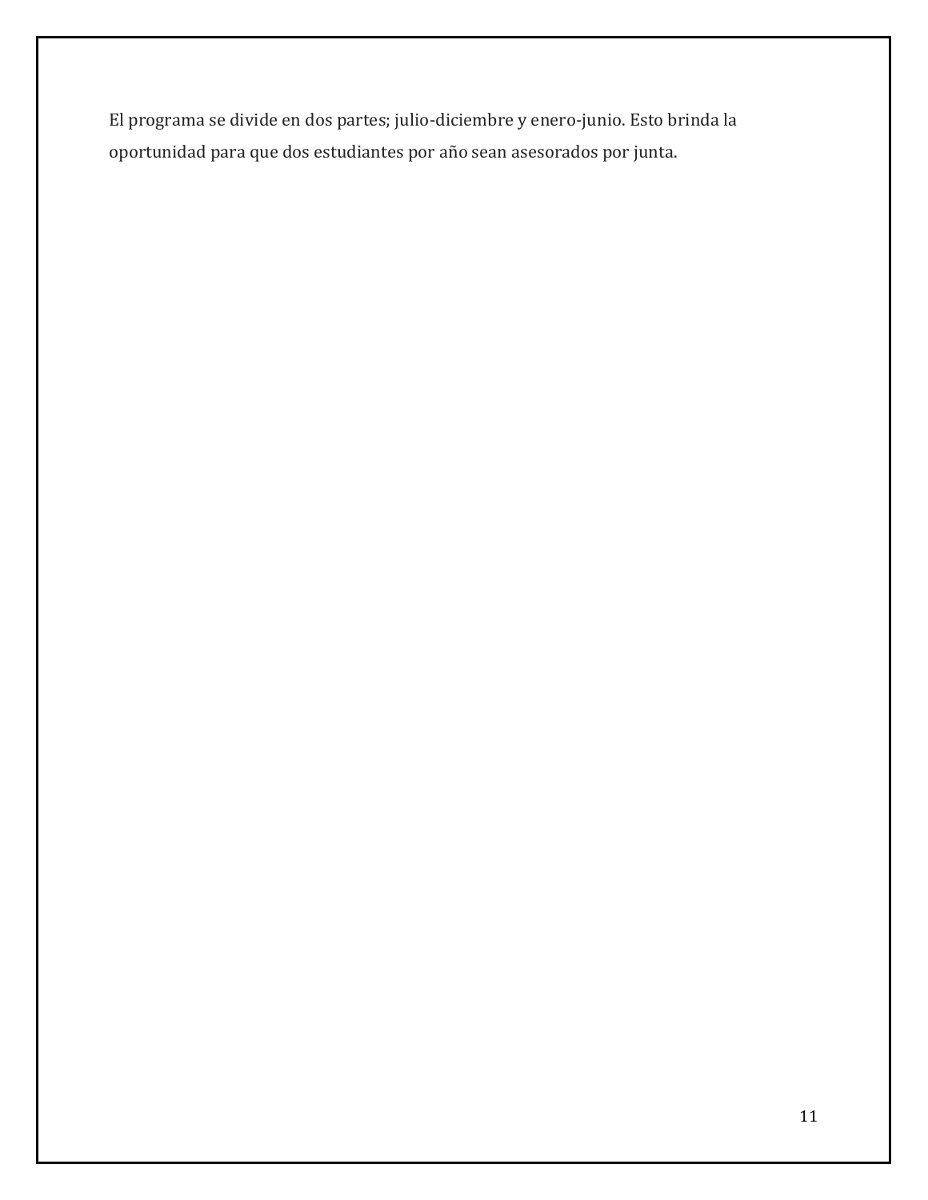El programa se divide en dos partes; julio-diciembre y enero-junio. Esto brinda la oportunidad para que dos estudiantes por año sean asesorados por junta.